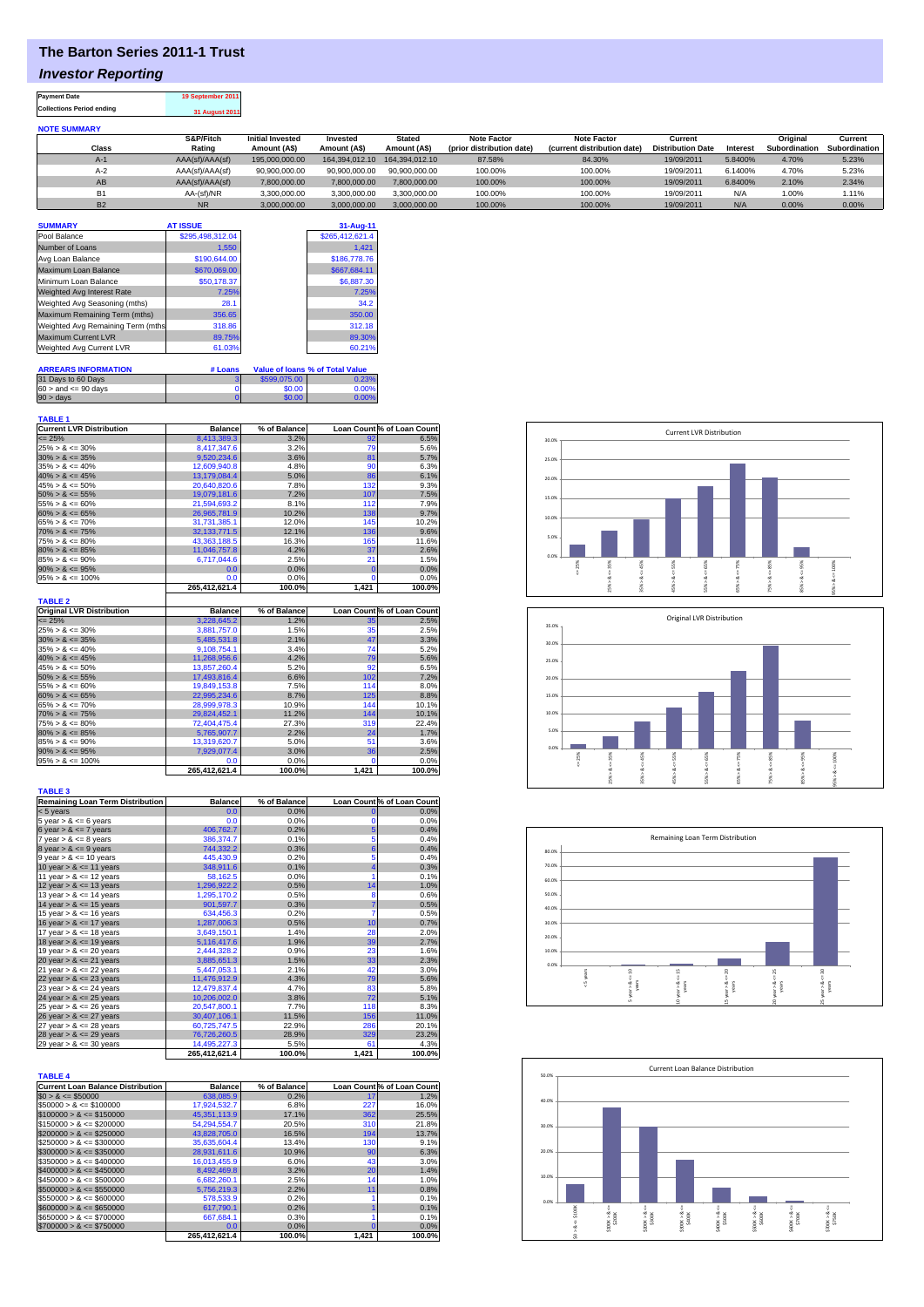# The Barton Series 2011-1 Trust

## *Investor Reporting*

| Payment Date | 19 September 2011 |
|---|---|
| Collections Period ending | 31 August 2011 |

**NOTE SUMMARY**

| Class | S&P/Fitch Rating | Initial Invested Amount (A$) | Invested Amount (A$) | Stated Amount (A$) | Note Factor (prior distribution date) | Note Factor (current distribution date) | Current Distribution Date | Interest | Original Subordination | Current Subordination |
|---|---|---|---|---|---|---|---|---|---|---|
| A-1 | AAA(sf)/AAA(sf) | 195,000,000.00 | 164,394,012.10 | 164,394,012.10 | 87.58% | 84.30% | 19/09/2011 | 5.8400% | 4.70% | 5.23% |
| A-2 | AAA(sf)/AAA(sf) | 90,900,000.00 | 90,900,000.00 | 90,900,000.00 | 100.00% | 100.00% | 19/09/2011 | 6.1400% | 4.70% | 5.23% |
| AB | AAA(sf)/AAA(sf) | 7,800,000.00 | 7,800,000.00 | 7,800,000.00 | 100.00% | 100.00% | 19/09/2011 | 6.8400% | 2.10% | 2.34% |
| B1 | AA-(sf)/NR | 3,300,000.00 | 3,300,000.00 | 3,300,000.00 | 100.00% | 100.00% | 19/09/2011 | N/A | 1.00% | 1.11% |
| B2 | NR | 3,000,000.00 | 3,000,000.00 | 3,000,000.00 | 100.00% | 100.00% | 19/09/2011 | N/A | 0.00% | 0.00% |

| SUMMARY | AT ISSUE | 31-Aug-11 |
|---|---|---|
| Pool Balance | $295,498,312.04 | $265,412,621.4 |
| Number of Loans | 1,550 | 1,421 |
| Avg Loan Balance | $190,644.00 | $186,778.76 |
| Maximum Loan Balance | $670,069.00 | $667,684.11 |
| Minimum Loan Balance | $50,178.37 | $6,887.30 |
| Weighted Avg Interest Rate | 7.25% | 7.25% |
| Weighted Avg Seasoning (mths) | 28.1 | 34.2 |
| Maximum Remaining Term (mths) | 356.65 | 350.00 |
| Weighted Avg Remaining Term (mths) | 318.86 | 312.18 |
| Maximum Current LVR | 89.75% | 89.30% |
| Weighted Avg Current LVR | 61.03% | 60.21% |

| ARREARS INFORMATION | # Loans | Value of loans | % of Total Value |
|---|---|---|---|
| 31 Days to 60 Days | 3 | $599,075.00 | 0.23% |
| 60 > and <= 90 days | 0 | $0.00 | 0.00% |
| 90 > days | 0 | $0.00 | 0.00% |

**TABLE 1**

| Current LVR Distribution | Balance | % of Balance | Loan Count | % of Loan Count |
|---|---|---|---|---|
| <= 25% | 8,413,389.3 | 3.2% | 92 | 6.5% |
| 25% > & <= 30% | 8,417,347.6 | 3.2% | 79 | 5.6% |
| 30% > & <= 35% | 9,520,234.6 | 3.6% | 81 | 5.7% |
| 35% > & <= 40% | 12,609,940.8 | 4.8% | 90 | 6.3% |
| 40% > & <= 45% | 13,179,084.4 | 5.0% | 86 | 6.1% |
| 45% > & <= 50% | 20,640,820.6 | 7.8% | 132 | 9.3% |
| 50% > & <= 55% | 19,079,181.6 | 7.2% | 107 | 7.5% |
| 55% > & <= 60% | 21,594,693.2 | 8.1% | 112 | 7.9% |
| 60% > & <= 65% | 26,965,781.9 | 10.2% | 138 | 9.7% |
| 65% > & <= 70% | 31,731,385.1 | 12.0% | 145 | 10.2% |
| 70% > & <= 75% | 32,133,771.5 | 12.1% | 136 | 9.6% |
| 75% > & <= 80% | 43,363,188.5 | 16.3% | 165 | 11.6% |
| 80% > & <= 85% | 11,046,757.8 | 4.2% | 37 | 2.6% |
| 85% > & <= 90% | 6,717,044.6 | 2.5% | 21 | 1.5% |
| 90% > & <= 95% | 0.0 | 0.0% | 0 | 0.0% |
| 95% > & <= 100% | 0.0 | 0.0% | 0 | 0.0% |
| | 265,412,621.4 | 100.0% | 1,421 | 100.0% |

**TABLE 2**

| Original LVR Distribution | Balance | % of Balance | Loan Count | % of Loan Count |
|---|---|---|---|---|
| <= 25% | 3,228,645.2 | 1.2% | 35 | 2.5% |
| 25% > & <= 30% | 3,881,757.0 | 1.5% | 35 | 2.5% |
| 30% > & <= 35% | 5,485,531.8 | 2.1% | 47 | 3.3% |
| 35% > & <= 40% | 9,108,754.1 | 3.4% | 74 | 5.2% |
| 40% > & <= 45% | 11,268,956.6 | 4.2% | 79 | 5.6% |
| 45% > & <= 50% | 13,857,260.4 | 5.2% | 92 | 6.5% |
| 50% > & <= 55% | 17,493,816.4 | 6.6% | 102 | 7.2% |
| 55% > & <= 60% | 19,849,153.8 | 7.5% | 114 | 8.0% |
| 60% > & <= 65% | 22,995,234.6 | 8.7% | 125 | 8.8% |
| 65% > & <= 70% | 28,999,978.3 | 10.9% | 144 | 10.1% |
| 70% > & <= 75% | 29,824,452.1 | 11.2% | 144 | 10.1% |
| 75% > & <= 80% | 72,404,475.4 | 27.3% | 319 | 22.4% |
| 80% > & <= 85% | 5,765,907.7 | 2.2% | 24 | 1.7% |
| 85% > & <= 90% | 13,319,620.7 | 5.0% | 51 | 3.6% |
| 90% > & <= 95% | 7,929,077.4 | 3.0% | 36 | 2.5% |
| 95% > & <= 100% | 0.0 | 0.0% | 0 | 0.0% |
| | 265,412,621.4 | 100.0% | 1,421 | 100.0% |

**TABLE 3**

| Remaining Loan Term Distribution | Balance | % of Balance | Loan Count | % of Loan Count |
|---|---|---|---|---|
| < 5 years | 0.0 | 0.0% | 0 | 0.0% |
| 5 year > & <= 6 years | 0.0 | 0.0% | 0 | 0.0% |
| 6 year > & <= 7 years | 406,762.7 | 0.2% | 5 | 0.4% |
| 7 year > & <= 8 years | 386,374.7 | 0.1% | 5 | 0.4% |
| 8 year > & <= 9 years | 744,332.2 | 0.3% | 6 | 0.4% |
| 9 year > & <= 10 years | 445,430.9 | 0.2% | 5 | 0.4% |
| 10 year > & <= 11 years | 348,911.6 | 0.1% | 4 | 0.3% |
| 11 year > & <= 12 years | 58,162.5 | 0.0% | 1 | 0.1% |
| 12 year > & <= 13 years | 1,296,922.2 | 0.5% | 14 | 1.0% |
| 13 year > & <= 14 years | 1,295,170.2 | 0.5% | 8 | 0.6% |
| 14 year > & <= 15 years | 901,597.7 | 0.3% | 7 | 0.5% |
| 15 year > & <= 16 years | 634,456.3 | 0.2% | 7 | 0.5% |
| 16 year > & <= 17 years | 1,287,006.3 | 0.5% | 10 | 0.7% |
| 17 year > & <= 18 years | 3,649,150.1 | 1.4% | 28 | 2.0% |
| 18 year > & <= 19 years | 5,116,417.6 | 1.9% | 39 | 2.7% |
| 19 year > & <= 20 years | 2,444,328.2 | 0.9% | 23 | 1.6% |
| 20 year > & <= 21 years | 3,885,651.3 | 1.5% | 33 | 2.3% |
| 21 year > & <= 22 years | 5,447,053.1 | 2.1% | 42 | 3.0% |
| 22 year > & <= 23 years | 11,476,912.9 | 4.3% | 79 | 5.6% |
| 23 year > & <= 24 years | 12,479,837.4 | 4.7% | 83 | 5.8% |
| 24 year > & <= 25 years | 10,206,002.0 | 3.8% | 72 | 5.1% |
| 25 year > & <= 26 years | 20,547,800.1 | 7.7% | 118 | 8.3% |
| 26 year > & <= 27 years | 30,407,106.1 | 11.5% | 156 | 11.0% |
| 27 year > & <= 28 years | 60,725,747.5 | 22.9% | 286 | 20.1% |
| 28 year > & <= 29 years | 76,726,260.5 | 28.9% | 329 | 23.2% |
| 29 year > & <= 30 years | 14,495,227.3 | 5.5% | 61 | 4.3% |
| | 265,412,621.4 | 100.0% | 1,421 | 100.0% |

**TABLE 4**

| Current Loan Balance Distribution | Balance | % of Balance | Loan Count | % of Loan Count |
|---|---|---|---|---|
| $0 > & <= $50000 | 638,085.9 | 0.2% | 17 | 1.2% |
| $50000 > & <= $100000 | 17,924,532.7 | 6.8% | 227 | 16.0% |
| $100000 > & <= $150000 | 45,351,113.9 | 17.1% | 362 | 25.5% |
| $150000 > & <= $200000 | 54,294,554.7 | 20.5% | 310 | 21.8% |
| $200000 > & <= $250000 | 43,828,705.0 | 16.5% | 194 | 13.7% |
| $250000 > & <= $300000 | 35,635,604.4 | 13.4% | 130 | 9.1% |
| $300000 > & <= $350000 | 28,931,611.6 | 10.9% | 90 | 6.3% |
| $350000 > & <= $400000 | 16,013,455.9 | 6.0% | 43 | 3.0% |
| $400000 > & <= $450000 | 8,492,469.8 | 3.2% | 20 | 1.4% |
| $450000 > & <= $500000 | 6,682,260.1 | 2.5% | 14 | 1.0% |
| $500000 > & <= $550000 | 5,756,219.3 | 2.2% | 11 | 0.8% |
| $550000 > & <= $600000 | 578,533.9 | 0.2% | 1 | 0.1% |
| $600000 > & <= $650000 | 617,790.1 | 0.2% | 1 | 0.1% |
| $650000 > & <= $700000 | 667,684.1 | 0.3% | 1 | 0.1% |
| $700000 > & <= $750000 | 0.0 | 0.0% | 0 | 0.0% |
| | 265,412,621.4 | 100.0% | 1,421 | 100.0% |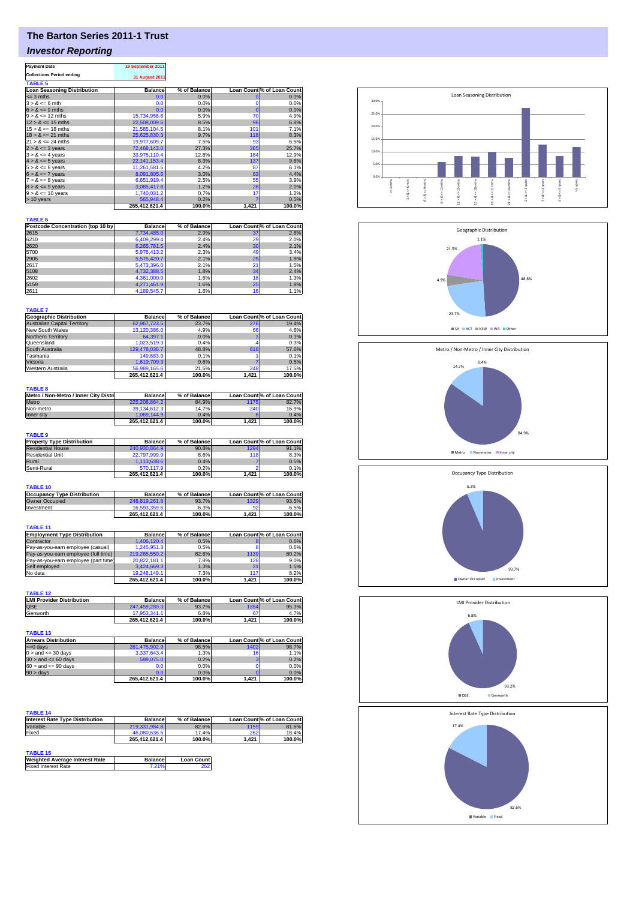# The Barton Series 2011-1 Trust

## *Investor Reporting*

| | |
|---|---|
| **Payment Date** | 19 September 2011 |
| **Collections Period ending** | 31 August 2011 |

**TABLE 5**

| Loan Seasoning Distribution | Balance | % of Balance | Loan Count | % of Loan Count |
|---|---|---|---|---|
| <= 3 mths | 0.0 | 0.0% | 0 | 0.0% |
| 3 > & <= 6 mth | 0.0 | 0.0% | 0 | 0.0% |
| 6 > & <= 9 mths | 0.0 | 0.0% | 0 | 0.0% |
| 9 > & <= 12 mths | 15,734,956.6 | 5.9% | 70 | 4.9% |
| 12 > & <= 15 mths | 22,508,009.6 | 8.5% | 96 | 6.8% |
| 15 > & <= 18 mths | 21,585,104.5 | 8.1% | 101 | 7.1% |
| 18 > & <= 21 mths | 25,625,830.3 | 9.7% | 118 | 8.3% |
| 21 > & <= 24 mths | 19,977,609.7 | 7.5% | 93 | 6.5% |
| 2 > & <= 3 years | 72,468,143.0 | 27.3% | 365 | 25.7% |
| 3 > & <= 4 years | 33,975,110.4 | 12.8% | 184 | 12.9% |
| 4 > & <= 5 years | 22,141,153.4 | 8.3% | 137 | 9.6% |
| 5 > & <= 6 years | 11,261,581.5 | 4.2% | 87 | 6.1% |
| 6 > & <= 7 years | 8,091,805.6 | 3.0% | 63 | 4.4% |
| 7 > & <= 8 years | 6,651,919.4 | 2.5% | 55 | 3.9% |
| 8 > & <= 9 years | 3,085,417.8 | 1.2% | 28 | 2.0% |
| 9 > & <= 10 years | 1,740,031.2 | 0.7% | 17 | 1.2% |
| > 10 years | 565,948.4 | 0.2% | 7 | 0.5% |
| | **265,412,621.4** | **100.0%** | **1,421** | **100.0%** |

Loan Seasoning Distribution

30.0%
25.0%
20.0%
15.0%
10.0%
5.0%
0.0%

<= 3 mths, 3 > & <= 6 mth, 6 > & <= 9 mths, 9 > & <= 12 mths, 12 > & <= 15 mths, 15 > & <= 18 mths, 18 > & <= 21 mths, 21 > & <= 24 mths, 2 > & <= 3 years, 3 > & <= 4 years, 4 > & <= 5 years, > 5 years

**TABLE 6**

| Postcode Concentration (top 10 by value) | Balance | % of Balance | Loan Count | % of Loan Count |
|---|---|---|---|---|
| 2615 | 7,734,485.0 | 2.9% | 37 | 2.6% |
| 6210 | 6,409,299.4 | 2.4% | 29 | 2.0% |
| 2620 | 6,265,781.5 | 2.4% | 30 | 2.1% |
| 5700 | 5,976,413.2 | 2.3% | 49 | 3.4% |
| 2905 | 5,575,420.7 | 2.1% | 25 | 1.8% |
| 2617 | 5,473,396.0 | 2.1% | 21 | 1.5% |
| 5108 | 4,732,388.5 | 1.8% | 34 | 2.4% |
| 2602 | 4,361,000.9 | 1.6% | 18 | 1.3% |
| 5159 | 4,271,461.9 | 1.6% | 25 | 1.8% |
| 2611 | 4,189,545.7 | 1.6% | 16 | 1.1% |

**TABLE 7**

| Geographic Distribution | Balance | % of Balance | Loan Count | % of Loan Count |
|---|---|---|---|---|
| Australian Capital Territory | 62,967,723.5 | 23.7% | 276 | 19.4% |
| New South Wales | 13,120,386.0 | 4.9% | 66 | 4.6% |
| Northern Territory | 64,397.1 | 0.0% | 1 | 0.1% |
| Queensland | 1,023,519.3 | 0.4% | 4 | 0.3% |
| South Australia | 129,478,036.7 | 48.8% | 818 | 57.6% |
| Tasmania | 149,683.9 | 0.1% | 1 | 0.1% |
| Victoria | 1,619,709.3 | 0.6% | 7 | 0.5% |
| Western Australia | 56,989,165.6 | 21.5% | 248 | 17.5% |
| | **265,412,621.4** | **100.0%** | **1,421** | **100.0%** |

Geographic Distribution

1.1%
21.5%
48.8%
4.9%
23.7%

SA ACT NSW WA Other

**TABLE 8**

| Metro / Non-Metro / Inner City Distribution | Balance | % of Balance | Loan Count | % of Loan Count |
|---|---|---|---|---|
| Metro | 225,208,864.2 | 84.9% | 1175 | 82.7% |
| Non-metro | 39,134,612.3 | 14.7% | 240 | 16.9% |
| Inner city | 1,069,144.9 | 0.4% | 6 | 0.4% |
| | **265,412,621.4** | **100.0%** | **1,421** | **100.0%** |

Metro / Non-Metro / Inner City Distribution

0.4%
14.7%
84.9%

Metro Non-metro Inner city

**TABLE 9**

| Property Type Distribution | Balance | % of Balance | Loan Count | % of Loan Count |
|---|---|---|---|---|
| Residential House | 240,930,864.9 | 90.8% | 1294 | 91.1% |
| Residential Unit | 22,797,999.9 | 8.6% | 118 | 8.3% |
| Rural | 1,113,638.6 | 0.4% | 7 | 0.5% |
| Semi-Rural | 570,117.9 | 0.2% | 2 | 0.1% |
| | **265,412,621.4** | **100.0%** | **1,421** | **100.0%** |

**TABLE 10**

| Occupancy Type Distribution | Balance | % of Balance | Loan Count | % of Loan Count |
|---|---|---|---|---|
| Owner Occupied | 248,819,261.8 | 93.7% | 1329 | 93.5% |
| Investment | 16,593,359.6 | 6.3% | 92 | 6.5% |
| | **265,412,621.4** | **100.0%** | **1,421** | **100.0%** |

Occupancy Type Distribution

6.3%
93.7%

Owner Occupied Investment

**TABLE 11**

| Employment Type Distribution | Balance | % of Balance | Loan Count | % of Loan Count |
|---|---|---|---|---|
| Contractor | 1,406,120.4 | 0.5% | 8 | 0.6% |
| Pay-as-you-earn employee (casual) | 1,245,951.3 | 0.5% | 8 | 0.6% |
| Pay-as-you-earn employee (full time) | 219,265,550.2 | 82.6% | 1139 | 80.2% |
| Pay-as-you-earn employee (part time) | 20,822,181.1 | 7.8% | 128 | 9.0% |
| Self employed | 3,424,669.3 | 1.3% | 21 | 1.5% |
| No data | 19,248,149.1 | 7.3% | 117 | 8.2% |
| | **265,412,621.4** | **100.0%** | **1,421** | **100.0%** |

**TABLE 12**

| LMI Provider Distribution | Balance | % of Balance | Loan Count | % of Loan Count |
|---|---|---|---|---|
| QBE | 247,459,280.3 | 93.2% | 1354 | 95.3% |
| Genworth | 17,953,341.1 | 6.8% | 67 | 4.7% |
| | **265,412,621.4** | **100.0%** | **1,421** | **100.0%** |

LMI Provider Distribution

6.8%
93.2%

QBE Genworth

**TABLE 13**

| Arrears Distribution | Balance | % of Balance | Loan Count | % of Loan Count |
|---|---|---|---|---|
| <=0 days | 261,475,902.9 | 98.5% | 1402 | 98.7% |
| 0 > and <= 30 days | 3,337,643.4 | 1.3% | 16 | 1.1% |
| 30 > and <= 60 days | 599,075.0 | 0.2% | 3 | 0.2% |
| 60 > and <= 90 days | 0.0 | 0.0% | 0 | 0.0% |
| 90 > days | 0.0 | 0.0% | 0 | 0.0% |
| | **265,412,621.4** | **100.0%** | **1,421** | **100.0%** |

**TABLE 14**

| Interest Rate Type Distribution | Balance | % of Balance | Loan Count | % of Loan Count |
|---|---|---|---|---|
| Variable | 219,331,984.8 | 82.6% | 1159 | 81.6% |
| Fixed | 46,080,636.5 | 17.4% | 262 | 18.4% |
| | **265,412,621.4** | **100.0%** | **1,421** | **100.0%** |

Interest Rate Type Distribution

17.4%
82.6%

Variable Fixed

**TABLE 15**

| Weighted Average Interest Rate | Balance | Loan Count |
|---|---|---|
| Fixed Interest Rate | 7.21% | 262 |